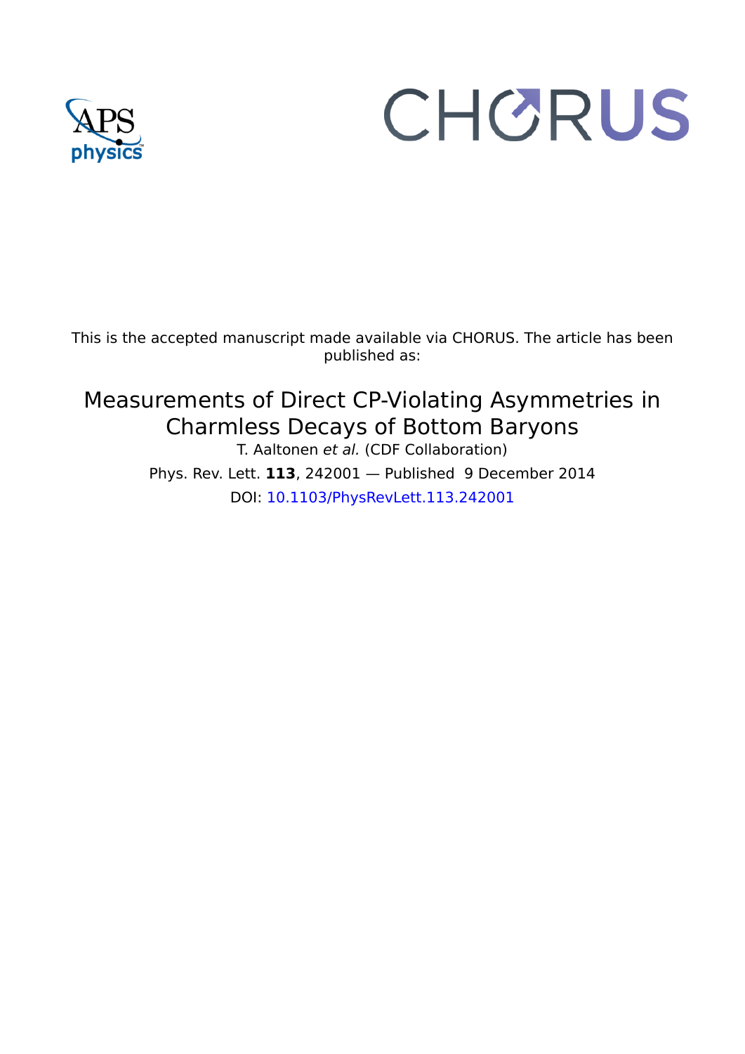This is the accepted manuscript made available via CHORUS. The article has been published as:

# Measurements of Direct CP-Violating Asymmetries in Charmless Decays of Bottom Baryons

T. Aaltonen *et al.* (CDF Collaboration)

Phys. Rev. Lett. **113**, 242001 — Published 9 December 2014

DOI: 10.1103/PhysRevLett.113.242001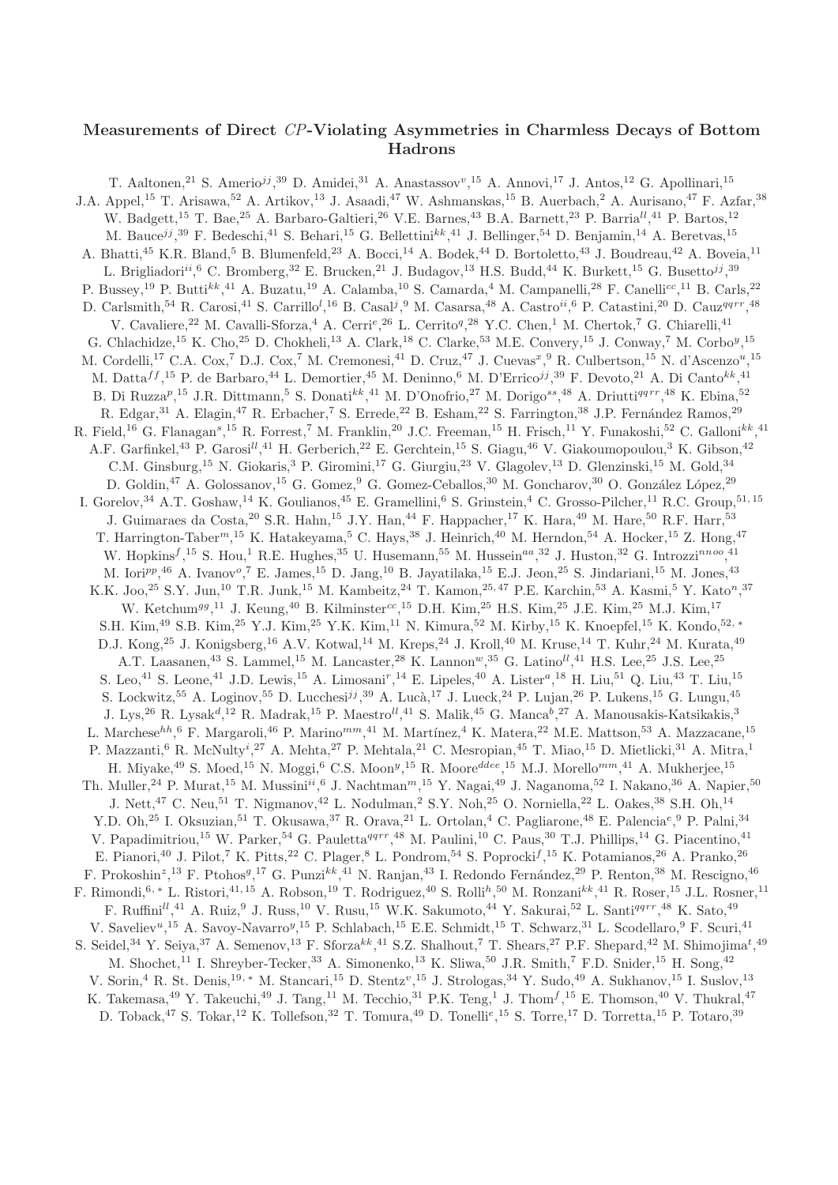# Measurements of Direct $CP$-Violating Asymmetries in Charmless Decays of Bottom Hadrons

T. Aaltonen,[21] S. Amerio[jj],[39] D. Amidei,[31] A. Anastassov[v],[15] A. Annovi,[17] J. Antos,[12] G. Apollinari,[15] J.A. Appel,[15] T. Arisawa,[52] A. Artikov,[13] J. Asaadi,[47] W. Ashmanskas,[15] B. Auerbach,[2] A. Aurisano,[47] F. Azfar,[38] W. Badgett,[15] T. Bae,[25] A. Barbaro-Galtieri,[26] V.E. Barnes,[43] B.A. Barnett,[23] P. Barria[ll],[41] P. Bartos,[12] M. Bauce[jj],[39] F. Bedeschi,[41] S. Behari,[15] G. Bellettini[kk],[41] J. Bellinger,[54] D. Benjamin,[14] A. Beretvas,[15] A. Bhatti,[45] K.R. Bland,[5] B. Blumenfeld,[23] A. Bocci,[14] A. Bodek,[44] D. Bortoletto,[43] J. Boudreau,[42] A. Boveia,[11] L. Brigliadori[ii],[6] C. Bromberg,[32] E. Brucken,[21] J. Budagov,[13] H.S. Budd,[44] K. Burkett,[15] G. Busetto[jj],[39] P. Bussey,[19] P. Butti[kk],[41] A. Buzatu,[19] A. Calamba,[10] S. Camarda,[4] M. Campanelli,[28] F. Canelli[cc],[11] B. Carls,[22] D. Carlsmith,[54] R. Carosi,[41] S. Carrillo[l],[16] B. Casal[j],[9] M. Casarsa,[48] A. Castro[ii],[6] P. Catastini,[20] D. Cauz[qqrr],[48] V. Cavaliere,[22] M. Cavalli-Sforza,[4] A. Cerri[e],[26] L. Cerrito[q],[28] Y.C. Chen,[1] M. Chertok,[7] G. Chiarelli,[41] G. Chlachidze,[15] K. Cho,[25] D. Chokheli,[13] A. Clark,[18] C. Clarke,[53] M.E. Convery,[15] J. Conway,[7] M. Corbo[y],[15] M. Cordelli,[17] C.A. Cox,[7] D.J. Cox,[7] M. Cremonesi,[41] D. Cruz,[47] J. Cuevas[x],[9] R. Culbertson,[15] N. d'Ascenzo[u],[15] M. Datta[ff],[15] P. de Barbaro,[44] L. Demortier,[45] M. Deninno,[6] M. D'Errico[jj],[39] F. Devoto,[21] A. Di Canto[kk],[41] B. Di Ruzza[p],[15] J.R. Dittmann,[5] S. Donati[kk],[41] M. D'Onofrio,[27] M. Dorigo[ss],[48] A. Driutti[qqrr],[48] K. Ebina,[52] R. Edgar,[31] A. Elagin,[47] R. Erbacher,[7] S. Errede,[22] B. Esham,[22] S. Farrington,[38] J.P. Fernández Ramos,[29] R. Field,[16] G. Flanagan[s],[15] R. Forrest,[7] M. Franklin,[20] J.C. Freeman,[15] H. Frisch,[11] Y. Funakoshi,[52] C. Galloni[kk],[41] A.F. Garfinkel,[43] P. Garosi[ll],[41] H. Gerberich,[22] E. Gerchtein,[15] S. Giagu,[46] V. Giakoumopoulou,[3] K. Gibson,[42] C.M. Ginsburg,[15] N. Giokaris,[3] P. Giromini,[17] G. Giurgiu,[23] V. Glagolev,[13] D. Glenzinski,[15] M. Gold,[34] D. Goldin,[47] A. Golossanov,[15] G. Gomez,[9] G. Gomez-Ceballos,[30] M. Goncharov,[30] O. González López,[29] I. Gorelov,[34] A.T. Goshaw,[14] K. Goulianos,[45] E. Gramellini,[6] S. Grinstein,[4] C. Grosso-Pilcher,[11] R.C. Group,[51,15] J. Guimaraes da Costa,[20] S.R. Hahn,[15] J.Y. Han,[44] F. Happacher,[17] K. Hara,[49] M. Hare,[50] R.F. Harr,[53] T. Harrington-Taber[m],[15] K. Hatakeyama,[5] C. Hays,[38] J. Heinrich,[40] M. Herndon,[54] A. Hocker,[15] Z. Hong,[47] W. Hopkins[f],[15] S. Hou,[1] R.E. Hughes,[35] U. Husemann,[55] M. Hussein[aa],[32] J. Huston,[32] G. Introzzi[nnoo],[41] M. Iori[pp],[46] A. Ivanov[o],[7] E. James,[15] D. Jang,[10] B. Jayatilaka,[15] E.J. Jeon,[25] S. Jindariani,[15] M. Jones,[43] K.K. Joo,[25] S.Y. Jun,[10] T.R. Junk,[15] M. Kambeitz,[24] T. Kamon,[25,47] P.E. Karchin,[53] A. Kasmi,[5] Y. Kato[n],[37] W. Ketchum[gg],[11] J. Keung,[40] B. Kilminster[cc],[15] D.H. Kim,[25] H.S. Kim,[25] J.E. Kim,[25] M.J. Kim,[17] S.H. Kim,[49] S.B. Kim,[25] Y.J. Kim,[25] Y.K. Kim,[11] N. Kimura,[52] M. Kirby,[15] K. Knoepfel,[15] K. Kondo,[52,*] D.J. Kong,[25] J. Konigsberg,[16] A.V. Kotwal,[14] M. Kreps,[24] J. Kroll,[40] M. Kruse,[14] T. Kuhr,[24] M. Kurata,[49] A.T. Laasanen,[43] S. Lammel,[15] M. Lancaster,[28] K. Lannon[w],[35] G. Latino[ll],[41] H.S. Lee,[25] J.S. Lee,[25] S. Leo,[41] S. Leone,[41] J.D. Lewis,[15] A. Limosani[r],[14] E. Lipeles,[40] A. Lister[a],[18] H. Liu,[51] Q. Liu,[43] T. Liu,[15] S. Lockwitz,[55] A. Loginov,[55] D. Lucchesi[jj],[39] A. Lucà,[17] J. Lueck,[24] P. Lujan,[26] P. Lukens,[15] G. Lungu,[45] J. Lys,[26] R. Lysak[d],[12] R. Madrak,[15] P. Maestro[ll],[41] S. Malik,[45] G. Manca[b],[27] A. Manousakis-Katsikakis,[3] L. Marchese[hh],[6] F. Margaroli,[46] P. Marino[mm],[41] M. Martínez,[4] K. Matera,[22] M.E. Mattson,[53] A. Mazzacane,[15] P. Mazzanti,[6] R. McNulty[i],[27] A. Mehta,[27] P. Mehtala,[21] C. Mesropian,[45] T. Miao,[15] D. Mietlicki,[31] A. Mitra,[1] H. Miyake,[49] S. Moed,[15] N. Moggi,[6] C.S. Moon[y],[15] R. Moore[ddee],[15] M.J. Morello[mm],[41] A. Mukherjee,[15] Th. Muller,[24] P. Murat,[15] M. Mussini[ii],[6] J. Nachtman[m],[15] Y. Nagai,[49] J. Naganoma,[52] I. Nakano,[36] A. Napier,[50] J. Nett,[47] C. Neu,[51] T. Nigmanov,[42] L. Nodulman,[2] S.Y. Noh,[25] O. Norniella,[22] L. Oakes,[38] S.H. Oh,[14] Y.D. Oh,[25] I. Oksuzian,[51] T. Okusawa,[37] R. Orava,[21] L. Ortolan,[4] C. Pagliarone,[48] E. Palencia[e],[9] P. Palni,[34] V. Papadimitriou,[15] W. Parker,[54] G. Pauletta[qqrr],[48] M. Paulini,[10] C. Paus,[30] T.J. Phillips,[14] G. Piacentino,[41] E. Pianori,[40] J. Pilot,[7] K. Pitts,[22] C. Plager,[8] L. Pondrom,[54] S. Poprocki[f],[15] K. Potamianos,[26] A. Pranko,[26] F. Prokoshin[z],[13] F. Ptohos[g],[17] G. Punzi[kk],[41] N. Ranjan,[43] I. Redondo Fernández,[29] P. Renton,[38] M. Rescigno,[46] F. Rimondi,[6,*] L. Ristori,[41,15] A. Robson,[19] T. Rodriguez,[40] S. Rolli[h],[50] M. Ronzani[kk],[41] R. Roser,[15] J.L. Rosner,[11] F. Ruffini[ll],[41] A. Ruiz,[9] J. Russ,[10] V. Rusu,[15] W.K. Sakumoto,[44] Y. Sakurai,[52] L. Santi[qqrr],[48] K. Sato,[49] V. Saveliev[u],[15] A. Savoy-Navarro[y],[15] P. Schlabach,[15] E.E. Schmidt,[15] T. Schwarz,[31] L. Scodellaro,[9] F. Scuri,[41] S. Seidel,[34] Y. Seiya,[37] A. Semenov,[13] F. Sforza[kk],[41] S.Z. Shalhout,[7] T. Shears,[27] P.F. Shepard,[42] M. Shimojima[t],[49] M. Shochet,[11] I. Shreyber-Tecker,[33] A. Simonenko,[13] K. Sliwa,[50] J.R. Smith,[7] F.D. Snider,[15] H. Song,[42] V. Sorin,[4] R. St. Denis,[19,*] M. Stancari,[15] D. Stentz[v],[15] J. Strologas,[34] Y. Sudo,[49] A. Sukhanov,[15] I. Suslov,[13] K. Takemasa,[49] Y. Takeuchi,[49] J. Tang,[11] M. Tecchio,[31] P.K. Teng,[1] J. Thom[f],[15] E. Thomson,[40] V. Thukral,[47] D. Toback,[47] S. Tokar,[12] K. Tollefson,[32] T. Tomura,[49] D. Tonelli[e],[15] S. Torre,[17] D. Torretta,[15] P. Totaro,[39]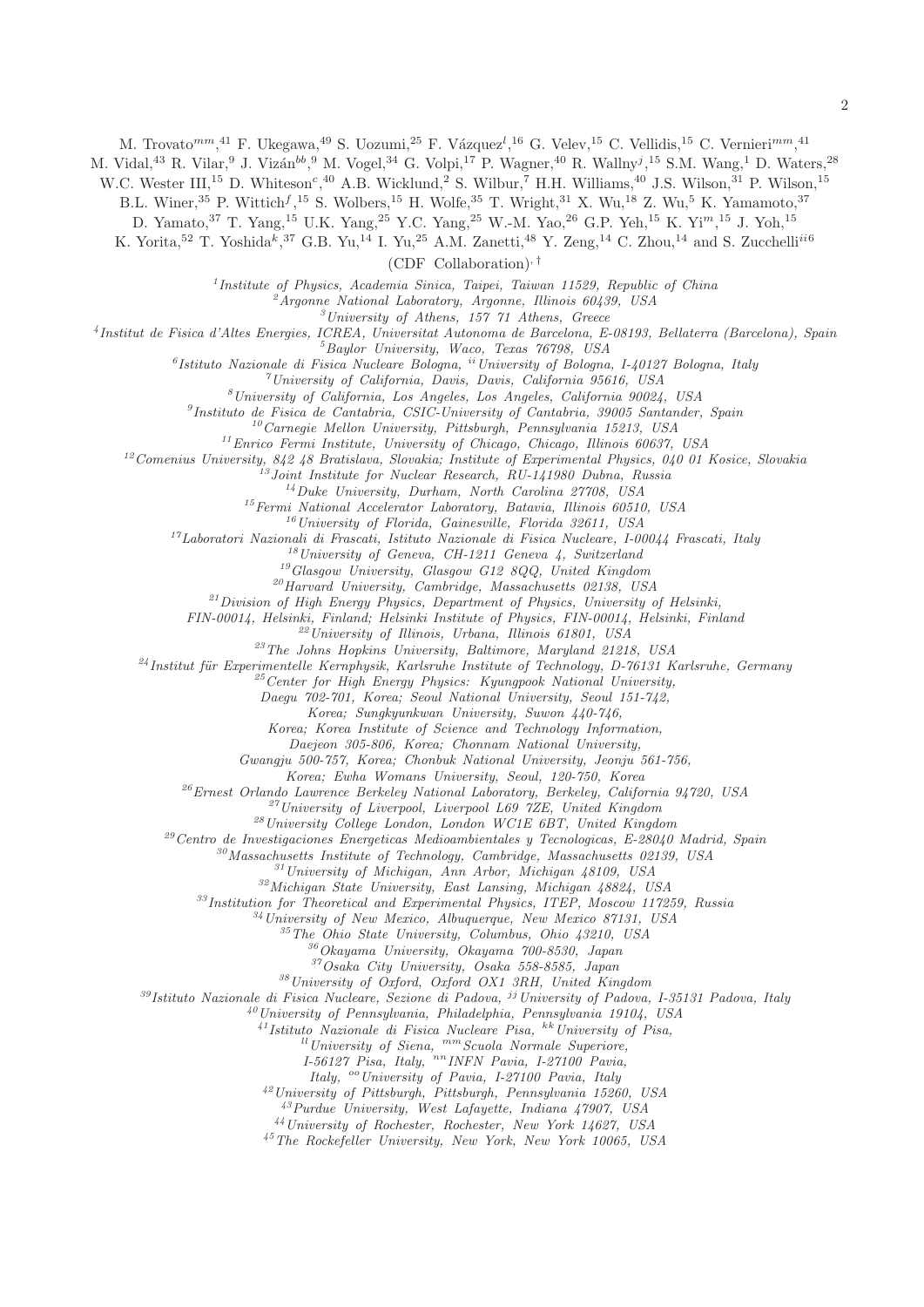M. Trovato[mm],[41] F. Ukegawa,[49] S. Uozumi,[25] F. Vázquez[l],[16] G. Velev,[15] C. Vellidis,[15] C. Vernieri[mm],[41] M. Vidal,[43] R. Vilar,[9] J. Vizán[bb],[9] M. Vogel,[34] G. Volpi,[17] P. Wagner,[40] R. Wallny[j],[15] S.M. Wang,[1] D. Waters,[28] W.C. Wester III,[15] D. Whiteson[c],[40] A.B. Wicklund,[2] S. Wilbur,[7] H.H. Williams,[40] J.S. Wilson,[31] P. Wilson,[15] B.L. Winer,[35] P. Wittich[f],[15] S. Wolbers,[15] H. Wolfe,[35] T. Wright,[31] X. Wu,[18] Z. Wu,[5] K. Yamamoto,[37] D. Yamato,[37] T. Yang,[15] U.K. Yang,[25] Y.C. Yang,[25] W.-M. Yao,[26] G.P. Yeh,[15] K. Yi[m],[15] J. Yoh,[15] K. Yorita,[52] T. Yoshida[k],[37] G.B. Yu,[14] I. Yu,[25] A.M. Zanetti,[48] Y. Zeng,[14] C. Zhou,[14] and S. Zucchelli[ii6]

(CDF Collaboration)[∗,†]

*[1]Institute of Physics, Academia Sinica, Taipei, Taiwan 11529, Republic of China*
*[2]Argonne National Laboratory, Argonne, Illinois 60439, USA*
*[3]University of Athens, 157 71 Athens, Greece*
*[4]Institut de Fisica d'Altes Energies, ICREA, Universitat Autonoma de Barcelona, E-08193, Bellaterra (Barcelona), Spain*
*[5]Baylor University, Waco, Texas 76798, USA*
*[6]Istituto Nazionale di Fisica Nucleare Bologna, [ii]University of Bologna, I-40127 Bologna, Italy*
*[7]University of California, Davis, Davis, California 95616, USA*
*[8]University of California, Los Angeles, Los Angeles, California 90024, USA*
*[9]Instituto de Fisica de Cantabria, CSIC-University of Cantabria, 39005 Santander, Spain*
*[10]Carnegie Mellon University, Pittsburgh, Pennsylvania 15213, USA*
*[11]Enrico Fermi Institute, University of Chicago, Chicago, Illinois 60637, USA*
*[12]Comenius University, 842 48 Bratislava, Slovakia; Institute of Experimental Physics, 040 01 Kosice, Slovakia*
*[13]Joint Institute for Nuclear Research, RU-141980 Dubna, Russia*
*[14]Duke University, Durham, North Carolina 27708, USA*
*[15]Fermi National Accelerator Laboratory, Batavia, Illinois 60510, USA*
*[16]University of Florida, Gainesville, Florida 32611, USA*
*[17]Laboratori Nazionali di Frascati, Istituto Nazionale di Fisica Nucleare, I-00044 Frascati, Italy*
*[18]University of Geneva, CH-1211 Geneva 4, Switzerland*
*[19]Glasgow University, Glasgow G12 8QQ, United Kingdom*
*[20]Harvard University, Cambridge, Massachusetts 02138, USA*
*[21]Division of High Energy Physics, Department of Physics, University of Helsinki, FIN-00014, Helsinki, Finland; Helsinki Institute of Physics, FIN-00014, Helsinki, Finland*
*[22]University of Illinois, Urbana, Illinois 61801, USA*
*[23]The Johns Hopkins University, Baltimore, Maryland 21218, USA*
*[24]Institut für Experimentelle Kernphysik, Karlsruhe Institute of Technology, D-76131 Karlsruhe, Germany*
*[25]Center for High Energy Physics: Kyungpook National University, Daegu 702-701, Korea; Seoul National University, Seoul 151-742, Korea; Sungkyunkwan University, Suwon 440-746, Korea; Korea Institute of Science and Technology Information, Daejeon 305-806, Korea; Chonnam National University, Gwangju 500-757, Korea; Chonbuk National University, Jeonju 561-756, Korea; Ewha Womans University, Seoul, 120-750, Korea*
*[26]Ernest Orlando Lawrence Berkeley National Laboratory, Berkeley, California 94720, USA*
*[27]University of Liverpool, Liverpool L69 7ZE, United Kingdom*
*[28]University College London, London WC1E 6BT, United Kingdom*
*[29]Centro de Investigaciones Energeticas Medioambientales y Tecnologicas, E-28040 Madrid, Spain*
*[30]Massachusetts Institute of Technology, Cambridge, Massachusetts 02139, USA*
*[31]University of Michigan, Ann Arbor, Michigan 48109, USA*
*[32]Michigan State University, East Lansing, Michigan 48824, USA*
*[33]Institution for Theoretical and Experimental Physics, ITEP, Moscow 117259, Russia*
*[34]University of New Mexico, Albuquerque, New Mexico 87131, USA*
*[35]The Ohio State University, Columbus, Ohio 43210, USA*
*[36]Okayama University, Okayama 700-8530, Japan*
*[37]Osaka City University, Osaka 558-8585, Japan*
*[38]University of Oxford, Oxford OX1 3RH, United Kingdom*
*[39]Istituto Nazionale di Fisica Nucleare, Sezione di Padova, [jj]University of Padova, I-35131 Padova, Italy*
*[40]University of Pennsylvania, Philadelphia, Pennsylvania 19104, USA*
*[41]Istituto Nazionale di Fisica Nucleare Pisa, [kk]University of Pisa, [ll]University of Siena, [mm]Scuola Normale Superiore, I-56127 Pisa, Italy, [nn]INFN Pavia, I-27100 Pavia, Italy, [oo]University of Pavia, I-27100 Pavia, Italy*
*[42]University of Pittsburgh, Pittsburgh, Pennsylvania 15260, USA*
*[43]Purdue University, West Lafayette, Indiana 47907, USA*
*[44]University of Rochester, Rochester, New York 14627, USA*
*[45]The Rockefeller University, New York, New York 10065, USA*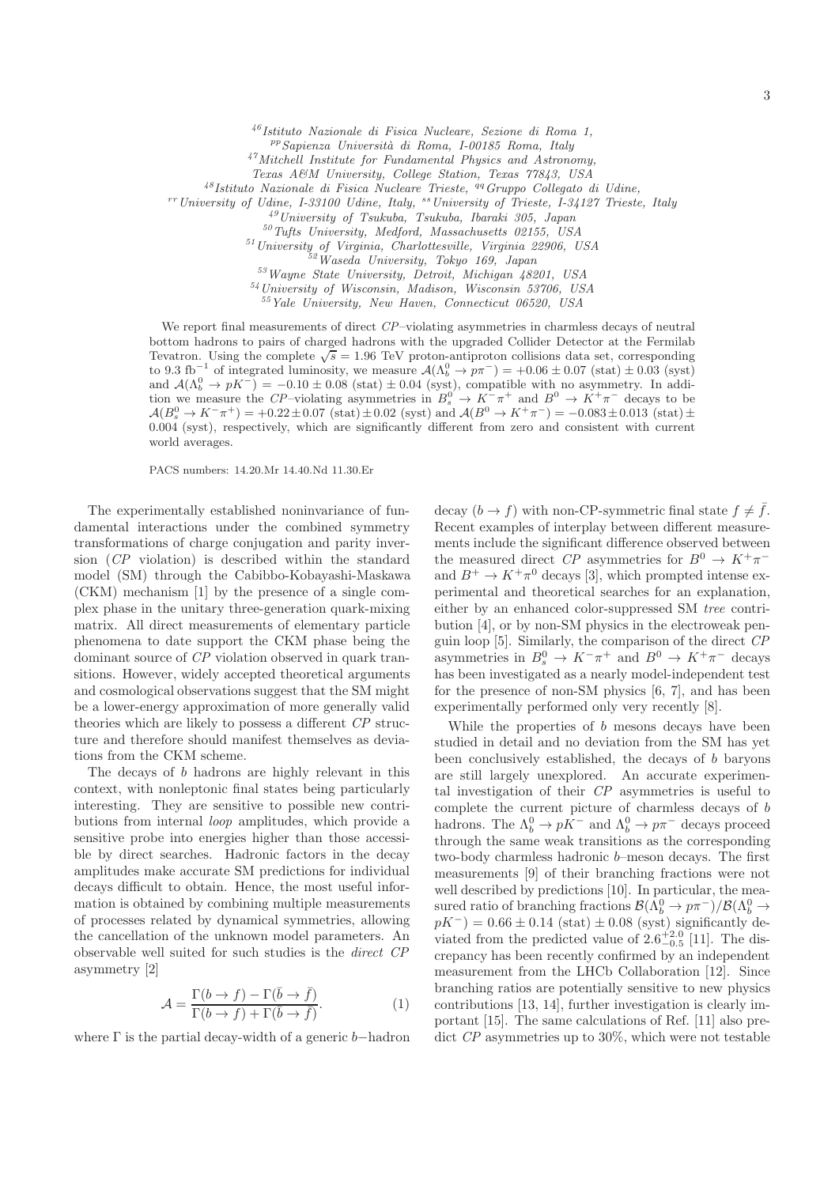[46]*Istituto Nazionale di Fisica Nucleare, Sezione di Roma 1,*
[pp]*Sapienza Università di Roma, I-00185 Roma, Italy*
[47]*Mitchell Institute for Fundamental Physics and Astronomy,*
*Texas A&M University, College Station, Texas 77843, USA*
[48]*Istituto Nazionale di Fisica Nucleare Trieste,* [qq]*Gruppo Collegato di Udine,*
[rr]*University of Udine, I-33100 Udine, Italy,* [ss]*University of Trieste, I-34127 Trieste, Italy*
[49]*University of Tsukuba, Tsukuba, Ibaraki 305, Japan*
[50]*Tufts University, Medford, Massachusetts 02155, USA*
[51]*University of Virginia, Charlottesville, Virginia 22906, USA*
[52]*Waseda University, Tokyo 169, Japan*
[53]*Wayne State University, Detroit, Michigan 48201, USA*
[54]*University of Wisconsin, Madison, Wisconsin 53706, USA*
[55]*Yale University, New Haven, Connecticut 06520, USA*

We report final measurements of direct *CP*–violating asymmetries in charmless decays of neutral bottom hadrons to pairs of charged hadrons with the upgraded Collider Detector at the Fermilab Tevatron. Using the complete $\sqrt{s} = 1.96$ TeV proton-antiproton collisions data set, corresponding to 9.3 fb$^{-1}$ of integrated luminosity, we measure $\mathcal{A}(\Lambda_b^0 \to p\pi^-) = +0.06 \pm 0.07$ (stat) $\pm\, 0.03$ (syst) and $\mathcal{A}(\Lambda_b^0 \to pK^-) = -0.10 \pm 0.08$ (stat) $\pm\, 0.04$ (syst), compatible with no asymmetry. In addition we measure the *CP*–violating asymmetries in $B_s^0 \to K^-\pi^+$ and $B^0 \to K^+\pi^-$ decays to be $\mathcal{A}(B_s^0 \to K^-\pi^+) = +0.22 \pm 0.07$ (stat) $\pm\, 0.02$ (syst) and $\mathcal{A}(B^0 \to K^+\pi^-) = -0.083 \pm 0.013$ (stat) $\pm\, 0.004$ (syst), respectively, which are significantly different from zero and consistent with current world averages.

PACS numbers: 14.20.Mr 14.40.Nd 11.30.Er

The experimentally established noninvariance of fundamental interactions under the combined symmetry transformations of charge conjugation and parity inversion (*CP* violation) is described within the standard model (SM) through the Cabibbo-Kobayashi-Maskawa (CKM) mechanism [1] by the presence of a single complex phase in the unitary three-generation quark-mixing matrix. All direct measurements of elementary particle phenomena to date support the CKM phase being the dominant source of *CP* violation observed in quark transitions. However, widely accepted theoretical arguments and cosmological observations suggest that the SM might be a lower-energy approximation of more generally valid theories which are likely to possess a different *CP* structure and therefore should manifest themselves as deviations from the CKM scheme.

The decays of $b$ hadrons are highly relevant in this context, with nonleptonic final states being particularly interesting. They are sensitive to possible new contributions from internal *loop* amplitudes, which provide a sensitive probe into energies higher than those accessible by direct searches. Hadronic factors in the decay amplitudes make accurate SM predictions for individual decays difficult to obtain. Hence, the most useful information is obtained by combining multiple measurements of processes related by dynamical symmetries, allowing the cancellation of the unknown model parameters. An observable well suited for such studies is the *direct CP* asymmetry [2]

$$\mathcal{A} = \frac{\Gamma(b \to f) - \Gamma(\bar{b} \to \bar{f})}{\Gamma(b \to f) + \Gamma(\bar{b} \to \bar{f})}. \quad (1)$$

where $\Gamma$ is the partial decay-width of a generic $b-$hadron decay ($b \to f$) with non-CP-symmetric final state $f \neq \bar{f}$. Recent examples of interplay between different measurements include the significant difference observed between the measured direct *CP* asymmetries for $B^0 \to K^+\pi^-$ and $B^+ \to K^+\pi^0$ decays [3], which prompted intense experimental and theoretical searches for an explanation, either by an enhanced color-suppressed SM *tree* contribution [4], or by non-SM physics in the electroweak penguin loop [5]. Similarly, the comparison of the direct *CP* asymmetries in $B_s^0 \to K^-\pi^+$ and $B^0 \to K^+\pi^-$ decays has been investigated as a nearly model-independent test for the presence of non-SM physics [6, 7], and has been experimentally performed only very recently [8].

While the properties of $b$ mesons decays have been studied in detail and no deviation from the SM has yet been conclusively established, the decays of $b$ baryons are still largely unexplored. An accurate experimental investigation of their *CP* asymmetries is useful to complete the current picture of charmless decays of $b$ hadrons. The $\Lambda_b^0 \to pK^-$ and $\Lambda_b^0 \to p\pi^-$ decays proceed through the same weak transitions as the corresponding two-body charmless hadronic $b$–meson decays. The first measurements [9] of their branching fractions were not well described by predictions [10]. In particular, the measured ratio of branching fractions $\mathcal{B}(\Lambda_b^0 \to p\pi^-)/\mathcal{B}(\Lambda_b^0 \to pK^-) = 0.66 \pm 0.14$ (stat) $\pm\, 0.08$ (syst) significantly deviated from the predicted value of $2.6^{+2.0}_{-0.5}$ [11]. The discrepancy has been recently confirmed by an independent measurement from the LHCb Collaboration [12]. Since branching ratios are potentially sensitive to new physics contributions [13, 14], further investigation is clearly important [15]. The same calculations of Ref. [11] also predict *CP* asymmetries up to 30%, which were not testable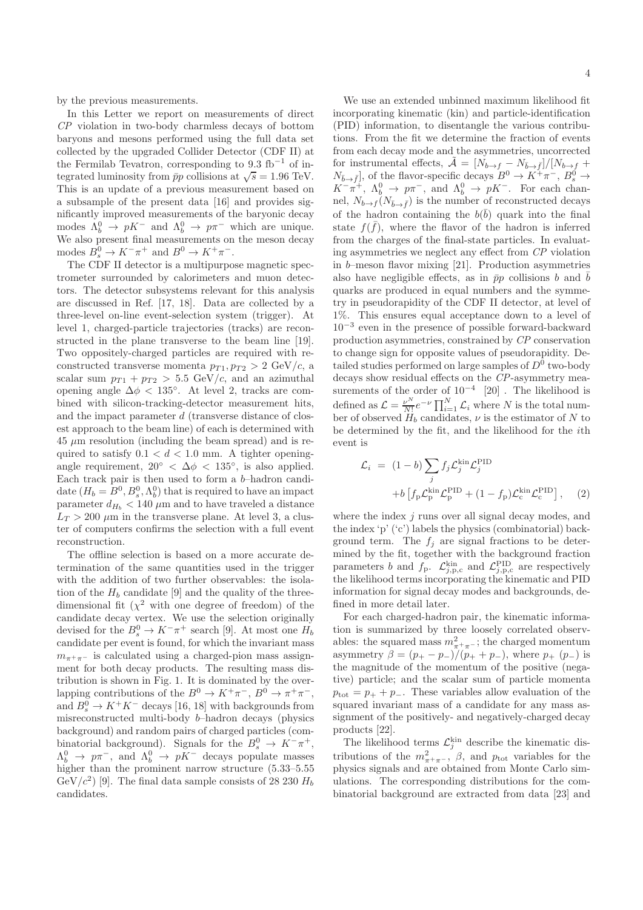by the previous measurements.

In this Letter we report on measurements of direct $CP$ violation in two-body charmless decays of bottom baryons and mesons performed using the full data set collected by the upgraded Collider Detector (CDF II) at the Fermilab Tevatron, corresponding to 9.3 fb$^{-1}$ of integrated luminosity from $\bar{p}p$ collisions at $\sqrt{s} = 1.96$ TeV. This is an update of a previous measurement based on a subsample of the present data [16] and provides significantly improved measurements of the baryonic decay modes $\Lambda_b^0 \to pK^-$ and $\Lambda_b^0 \to p\pi^-$ which are unique. We also present final measurements on the meson decay modes $B_s^0 \to K^-\pi^+$ and $B^0 \to K^+\pi^-$.

The CDF II detector is a multipurpose magnetic spectrometer surrounded by calorimeters and muon detectors. The detector subsystems relevant for this analysis are discussed in Ref. [17, 18]. Data are collected by a three-level on-line event-selection system (trigger). At level 1, charged-particle trajectories (tracks) are reconstructed in the plane transverse to the beam line [19]. Two oppositely-charged particles are required with reconstructed transverse momenta $p_{T1}, p_{T2} > 2$ GeV/$c$, a scalar sum $p_{T1} + p_{T2} > 5.5$ GeV/$c$, and an azimuthal opening angle $\Delta\phi < 135°$. At level 2, tracks are combined with silicon-tracking-detector measurement hits, and the impact parameter $d$ (transverse distance of closest approach to the beam line) of each is determined with 45 $\mu$m resolution (including the beam spread) and is required to satisfy $0.1 < d < 1.0$ mm. A tighter opening-angle requirement, $20° < \Delta\phi < 135°$, is also applied. Each track pair is then used to form a $b$–hadron candidate ($H_b = B^0, B_s^0, \Lambda_b^0$) that is required to have an impact parameter $d_{H_b} < 140$ $\mu$m and to have traveled a distance $L_T > 200$ $\mu$m in the transverse plane. At level 3, a cluster of computers confirms the selection with a full event reconstruction.

The offline selection is based on a more accurate determination of the same quantities used in the trigger with the addition of two further observables: the isolation of the $H_b$ candidate [9] and the quality of the three-dimensional fit ($\chi^2$ with one degree of freedom) of the candidate decay vertex. We use the selection originally devised for the $B_s^0 \to K^-\pi^+$ search [9]. At most one $H_b$ candidate per event is found, for which the invariant mass $m_{\pi^+\pi^-}$ is calculated using a charged-pion mass assignment for both decay products. The resulting mass distribution is shown in Fig. 1. It is dominated by the overlapping contributions of the $B^0 \to K^+\pi^-$, $B^0 \to \pi^+\pi^-$, and $B_s^0 \to K^+K^-$ decays [16, 18] with backgrounds from misreconstructed multi-body $b$–hadron decays (physics background) and random pairs of charged particles (combinatorial background). Signals for the $B_s^0 \to K^-\pi^+$, $\Lambda_b^0 \to p\pi^-$, and $\Lambda_b^0 \to pK^-$ decays populate masses higher than the prominent narrow structure (5.33–5.55 GeV/$c^2$) [9]. The final data sample consists of 28 230 $H_b$ candidates.

We use an extended unbinned maximum likelihood fit incorporating kinematic (kin) and particle-identification (PID) information, to disentangle the various contributions. From the fit we determine the fraction of events from each decay mode and the asymmetries, uncorrected for instrumental effects, $\tilde{\mathcal{A}} = [N_{b\to f} - N_{\bar{b}\to\bar{f}}]/[N_{b\to f} + N_{\bar{b}\to\bar{f}}]$, of the flavor-specific decays $B^0 \to K^+\pi^-$, $B_s^0 \to K^-\pi^+$, $\Lambda_b^0 \to p\pi^-$, and $\Lambda_b^0 \to pK^-$. For each channel, $N_{b\to f}(N_{\bar{b}\to\bar{f}})$ is the number of reconstructed decays of the hadron containing the $b(\bar{b})$ quark into the final state $f(\bar{f})$, where the flavor of the hadron is inferred from the charges of the final-state particles. In evaluating asymmetries we neglect any effect from $CP$ violation in $b$–meson flavor mixing [21]. Production asymmetries also have negligible effects, as in $\bar{p}p$ collisions $b$ and $\bar{b}$ quarks are produced in equal numbers and the symmetry in pseudorapidity of the CDF II detector, at level of 1%. This ensures equal acceptance down to a level of $10^{-3}$ even in the presence of possible forward-backward production asymmetries, constrained by $CP$ conservation to change sign for opposite values of pseudorapidity. Detailed studies performed on large samples of $D^0$ two-body decays show residual effects on the $CP$-asymmetry measurements of the order of $10^{-4}$ [20] . The likelihood is defined as $\mathcal{L} = \frac{\nu^N}{N!} e^{-\nu} \prod_{i=1}^{N} \mathcal{L}_i$ where $N$ is the total number of observed $H_b$ candidates, $\nu$ is the estimator of $N$ to be determined by the fit, and the likelihood for the $i$th event is

$$\mathcal{L}_i = (1-b) \sum_j f_j \mathcal{L}_j^{\text{kin}} \mathcal{L}_j^{\text{PID}} + b \left[ f_{\text{p}} \mathcal{L}_{\text{p}}^{\text{kin}} \mathcal{L}_{\text{p}}^{\text{PID}} + (1 - f_{\text{p}}) \mathcal{L}_{\text{c}}^{\text{kin}} \mathcal{L}_{\text{c}}^{\text{PID}} \right], \quad (2)$$

where the index $j$ runs over all signal decay modes, and the index 'p' ('c') labels the physics (combinatorial) background term. The $f_j$ are signal fractions to be determined by the fit, together with the background fraction parameters $b$ and $f_{\text{p}}$. $\mathcal{L}_{j,\text{p,c}}^{\text{kin}}$ and $\mathcal{L}_{j,\text{p,c}}^{\text{PID}}$ are respectively the likelihood terms incorporating the kinematic and PID information for signal decay modes and backgrounds, defined in more detail later.

For each charged-hadron pair, the kinematic information is summarized by three loosely correlated observables: the squared mass $m_{\pi^+\pi^-}^2$; the charged momentum asymmetry $\beta = (p_+ - p_-)/(p_+ + p_-)$, where $p_+$ ($p_-$) is the magnitude of the momentum of the positive (negative) particle; and the scalar sum of particle momenta $p_{\text{tot}} = p_+ + p_-$. These variables allow evaluation of the squared invariant mass of a candidate for any mass assignment of the positively- and negatively-charged decay products [22].

The likelihood terms $\mathcal{L}_j^{\text{kin}}$ describe the kinematic distributions of the $m_{\pi^+\pi^-}^2$, $\beta$, and $p_{\text{tot}}$ variables for the physics signals and are obtained from Monte Carlo simulations. The corresponding distributions for the combinatorial background are extracted from data [23] and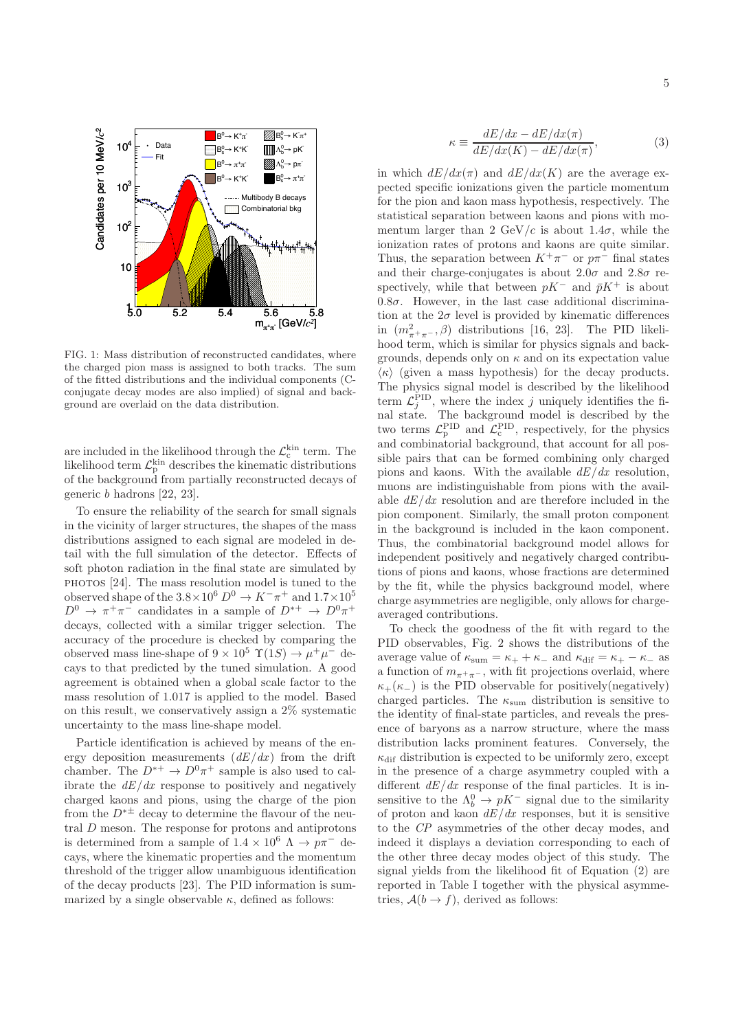FIG. 1: Mass distribution of reconstructed candidates, where the charged pion mass is assigned to both tracks. The sum of the fitted distributions and the individual components (C-conjugate decay modes are also implied) of signal and background are overlaid on the data distribution.

are included in the likelihood through the $\mathcal{L}_{\rm c}^{\rm kin}$ term. The likelihood term $\mathcal{L}_{\rm p}^{\rm kin}$ describes the kinematic distributions of the background from partially reconstructed decays of generic $b$ hadrons [22, 23].

To ensure the reliability of the search for small signals in the vicinity of larger structures, the shapes of the mass distributions assigned to each signal are modeled in detail with the full simulation of the detector. Effects of soft photon radiation in the final state are simulated by PHOTOS [24]. The mass resolution model is tuned to the observed shape of the $3.8\times10^6$ $D^0 \to K^-\pi^+$ and $1.7\times10^5$ $D^0 \to \pi^+\pi^-$ candidates in a sample of $D^{*+} \to D^0\pi^+$ decays, collected with a similar trigger selection. The accuracy of the procedure is checked by comparing the observed mass line-shape of $9\times10^5$ $\Upsilon(1S) \to \mu^+\mu^-$ decays to that predicted by the tuned simulation. A good agreement is obtained when a global scale factor to the mass resolution of 1.017 is applied to the model. Based on this result, we conservatively assign a 2% systematic uncertainty to the mass line-shape model.

Particle identification is achieved by means of the energy deposition measurements ($dE/dx$) from the drift chamber. The $D^{*+} \to D^0\pi^+$ sample is also used to calibrate the $dE/dx$ response to positively and negatively charged kaons and pions, using the charge of the pion from the $D^{*\pm}$ decay to determine the flavour of the neutral $D$ meson. The response for protons and antiprotons is determined from a sample of $1.4\times10^6$ $\Lambda \to p\pi^-$ decays, where the kinematic properties and the momentum threshold of the trigger allow unambiguous identification of the decay products [23]. The PID information is summarized by a single observable $\kappa$, defined as follows:

$$\kappa \equiv \frac{dE/dx - dE/dx(\pi)}{dE/dx(K) - dE/dx(\pi)}, \tag{3}$$

in which $dE/dx(\pi)$ and $dE/dx(K)$ are the average expected specific ionizations given the particle momentum for the pion and kaon mass hypothesis, respectively. The statistical separation between kaons and pions with momentum larger than 2 GeV/$c$ is about $1.4\sigma$, while the ionization rates of protons and kaons are quite similar. Thus, the separation between $K^+\pi^-$ or $p\pi^-$ final states and their charge-conjugates is about $2.0\sigma$ and $2.8\sigma$ respectively, while that between $pK^-$ and $\bar{p}K^+$ is about $0.8\sigma$. However, in the last case additional discrimination at the $2\sigma$ level is provided by kinematic differences in $(m^2_{\pi^+\pi^-}, \beta)$ distributions [16, 23]. The PID likelihood term, which is similar for physics signals and backgrounds, depends only on $\kappa$ and on its expectation value $\langle\kappa\rangle$ (given a mass hypothesis) for the decay products. The physics signal model is described by the likelihood term $\mathcal{L}_j^{\rm PID}$, where the index $j$ uniquely identifies the final state. The background model is described by the two terms $\mathcal{L}_{\rm p}^{\rm PID}$ and $\mathcal{L}_{\rm c}^{\rm PID}$, respectively, for the physics and combinatorial background, that account for all possible pairs that can be formed combining only charged pions and kaons. With the available $dE/dx$ resolution, muons are indistinguishable from pions with the available $dE/dx$ resolution and are therefore included in the pion component. Similarly, the small proton component in the background is included in the kaon component. Thus, the combinatorial background model allows for independent positively and negatively charged contributions of pions and kaons, whose fractions are determined by the fit, while the physics background model, where charge asymmetries are negligible, only allows for charge-averaged contributions.

To check the goodness of the fit with regard to the PID observables, Fig. 2 shows the distributions of the average value of $\kappa_{\rm sum} = \kappa_+ + \kappa_-$ and $\kappa_{\rm dif} = \kappa_+ - \kappa_-$ as a function of $m_{\pi^+\pi^-}$, with fit projections overlaid, where $\kappa_+(\kappa_-)$ is the PID observable for positively(negatively) charged particles. The $\kappa_{\rm sum}$ distribution is sensitive to the identity of final-state particles, and reveals the presence of baryons as a narrow structure, where the mass distribution lacks prominent features. Conversely, the $\kappa_{\rm dif}$ distribution is expected to be uniformly zero, except in the presence of a charge asymmetry coupled with a different $dE/dx$ response of the final particles. It is insensitive to the $\Lambda_b^0 \to pK^-$ signal due to the similarity of proton and kaon $dE/dx$ responses, but it is sensitive to the $CP$ asymmetries of the other decay modes, and indeed it displays a deviation corresponding to each of the other three decay modes object of this study. The signal yields from the likelihood fit of Equation (2) are reported in Table I together with the physical asymmetries, $\mathcal{A}(b \to f)$, derived as follows: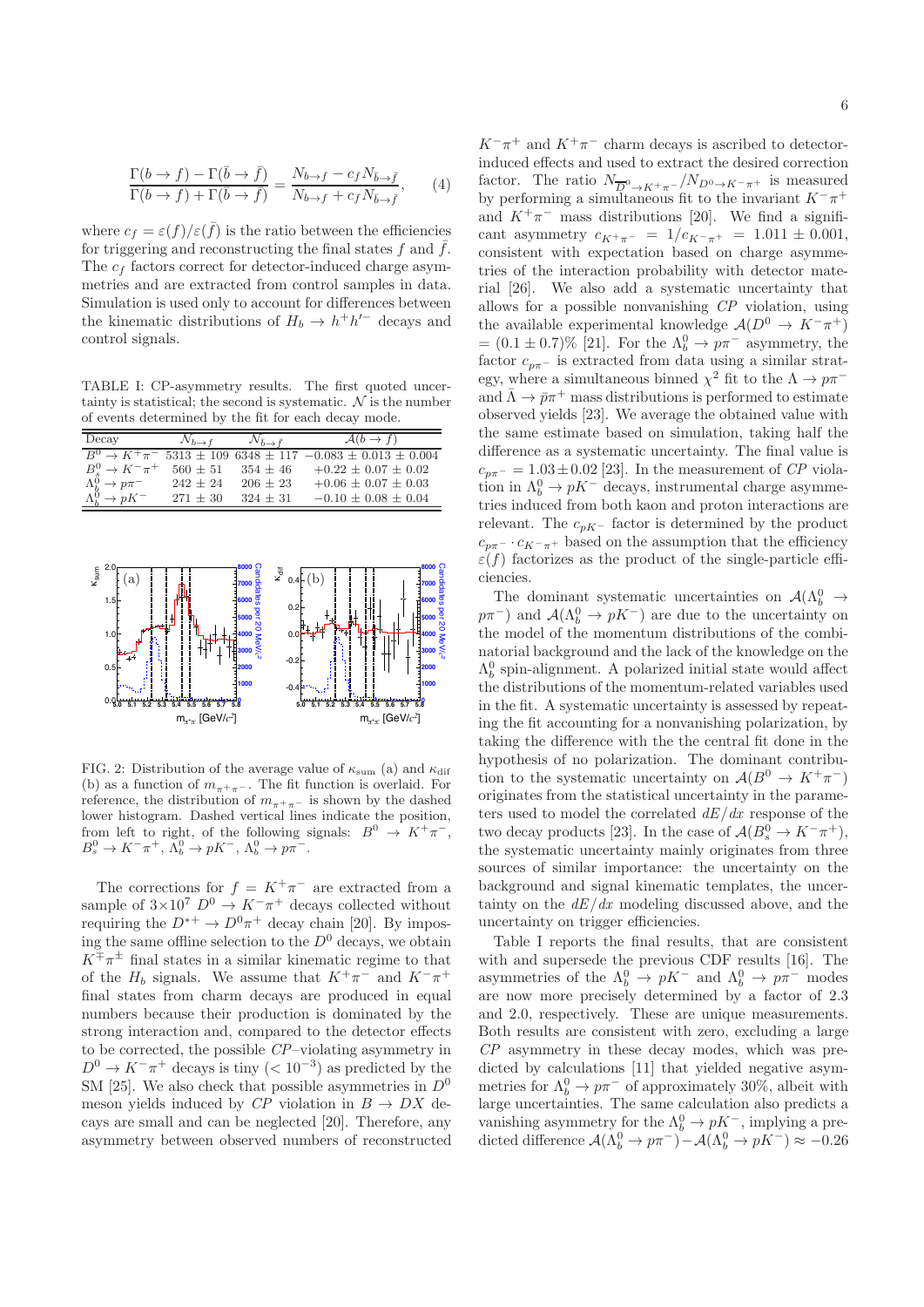$$\frac{\Gamma(b \to f) - \Gamma(\bar{b} \to \bar{f})}{\Gamma(b \to f) + \Gamma(\bar{b} \to \bar{f})} = \frac{N_{b \to f} - c_f N_{\bar{b} \to \bar{f}}}{N_{b \to f} + c_f N_{\bar{b} \to \bar{f}}}, \qquad (4)$$

where $c_f = \varepsilon(f)/\varepsilon(\bar{f})$ is the ratio between the efficiencies for triggering and reconstructing the final states $f$ and $\bar{f}$. The $c_f$ factors correct for detector-induced charge asymmetries and are extracted from control samples in data. Simulation is used only to account for differences between the kinematic distributions of $H_b \to h^+h'^-$ decays and control signals.

TABLE I: CP-asymmetry results. The first quoted uncertainty is statistical; the second is systematic. $\mathcal{N}$ is the number of events determined by the fit for each decay mode.

| Decay | $\mathcal{N}_{b\to f}$ | $\mathcal{N}_{\bar{b}\to \bar{f}}$ | $\mathcal{A}(b \to f)$ |
|---|---|---|---|
| $B^0 \to K^+\pi^-$ | $5313 \pm 109$ | $6348 \pm 117$ | $-0.083 \pm 0.013 \pm 0.004$ |
| $B_s^0 \to K^-\pi^+$ | $560 \pm 51$ | $354 \pm 46$ | $+0.22 \pm 0.07 \pm 0.02$ |
| $\Lambda_b^0 \to p\pi^-$ | $242 \pm 24$ | $206 \pm 23$ | $+0.06 \pm 0.07 \pm 0.03$ |
| $\Lambda_b^0 \to pK^-$ | $271 \pm 30$ | $324 \pm 31$ | $-0.10 \pm 0.08 \pm 0.04$ |

FIG. 2: Distribution of the average value of $\kappa_{\rm sum}$ (a) and $\kappa_{\rm dif}$ (b) as a function of $m_{\pi^+\pi^-}$. The fit function is overlaid. For reference, the distribution of $m_{\pi^+\pi^-}$ is shown by the dashed lower histogram. Dashed vertical lines indicate the position, from left to right, of the following signals: $B^0 \to K^+\pi^-$, $B_s^0 \to K^-\pi^+$, $\Lambda_b^0 \to pK^-$, $\Lambda_b^0 \to p\pi^-$.

The corrections for $f = K^+\pi^-$ are extracted from a sample of $3\times10^7$ $D^0 \to K^-\pi^+$ decays collected without requiring the $D^{*+} \to D^0\pi^+$ decay chain [20]. By imposing the same offline selection to the $D^0$ decays, we obtain $K^\mp\pi^\pm$ final states in a similar kinematic regime to that of the $H_b$ signals. We assume that $K^+\pi^-$ and $K^-\pi^+$ final states from charm decays are produced in equal numbers because their production is dominated by the strong interaction and, compared to the detector effects to be corrected, the possible $CP$–violating asymmetry in $D^0 \to K^-\pi^+$ decays is tiny ($< 10^{-3}$) as predicted by the SM [25]. We also check that possible asymmetries in $D^0$ meson yields induced by $CP$ violation in $B \to DX$ decays are small and can be neglected [20]. Therefore, any asymmetry between observed numbers of reconstructed $K^-\pi^+$ and $K^+\pi^-$ charm decays is ascribed to detector-induced effects and used to extract the desired correction factor. The ratio $N_{\overline{D}^0\to K^+\pi^-}/N_{D^0\to K^-\pi^+}$ is measured by performing a simultaneous fit to the invariant $K^-\pi^+$ and $K^+\pi^-$ mass distributions [20]. We find a significant asymmetry $c_{K^+\pi^-} = 1/c_{K^-\pi^+} = 1.011 \pm 0.001$, consistent with expectation based on charge asymmetries of the interaction probability with detector material [26]. We also add a systematic uncertainty that allows for a possible nonvanishing $CP$ violation, using the available experimental knowledge $\mathcal{A}(D^0 \to K^-\pi^+) = (0.1 \pm 0.7)\%$ [21]. For the $\Lambda_b^0 \to p\pi^-$ asymmetry, the factor $c_{p\pi^-}$ is extracted from data using a similar strategy, where a simultaneous binned $\chi^2$ fit to the $\Lambda \to p\pi^-$ and $\bar{\Lambda} \to \bar{p}\pi^+$ mass distributions is performed to estimate observed yields [23]. We average the obtained value with the same estimate based on simulation, taking half the difference as a systematic uncertainty. The final value is $c_{p\pi^-} = 1.03 \pm 0.02$ [23]. In the measurement of $CP$ violation in $\Lambda_b^0 \to pK^-$ decays, instrumental charge asymmetries induced from both kaon and proton interactions are relevant. The $c_{pK^-}$ factor is determined by the product $c_{p\pi^-} \cdot c_{K^-\pi^+}$ based on the assumption that the efficiency $\varepsilon(f)$ factorizes as the product of the single-particle efficiencies.

The dominant systematic uncertainties on $\mathcal{A}(\Lambda_b^0 \to p\pi^-)$ and $\mathcal{A}(\Lambda_b^0 \to pK^-)$ are due to the uncertainty on the model of the momentum distributions of the combinatorial background and the lack of the knowledge on the $\Lambda_b^0$ spin-alignment. A polarized initial state would affect the distributions of the momentum-related variables used in the fit. A systematic uncertainty is assessed by repeating the fit accounting for a nonvanishing polarization, by taking the difference with the the central fit done in the hypothesis of no polarization. The dominant contribution to the systematic uncertainty on $\mathcal{A}(B^0 \to K^+\pi^-)$ originates from the statistical uncertainty in the parameters used to model the correlated $dE/dx$ response of the two decay products [23]. In the case of $\mathcal{A}(B_s^0 \to K^-\pi^+)$, the systematic uncertainty mainly originates from three sources of similar importance: the uncertainty on the background and signal kinematic templates, the uncertainty on the $dE/dx$ modeling discussed above, and the uncertainty on trigger efficiencies.

Table I reports the final results, that are consistent with and supersede the previous CDF results [16]. The asymmetries of the $\Lambda_b^0 \to pK^-$ and $\Lambda_b^0 \to p\pi^-$ modes are now more precisely determined by a factor of 2.3 and 2.0, respectively. These are unique measurements. Both results are consistent with zero, excluding a large $CP$ asymmetry in these decay modes, which was predicted by calculations [11] that yielded negative asymmetries for $\Lambda_b^0 \to p\pi^-$ of approximately 30%, albeit with large uncertainties. The same calculation also predicts a vanishing asymmetry for the $\Lambda_b^0 \to pK^-$, implying a predicted difference $\mathcal{A}(\Lambda_b^0 \to p\pi^-) - \mathcal{A}(\Lambda_b^0 \to pK^-) \approx -0.26$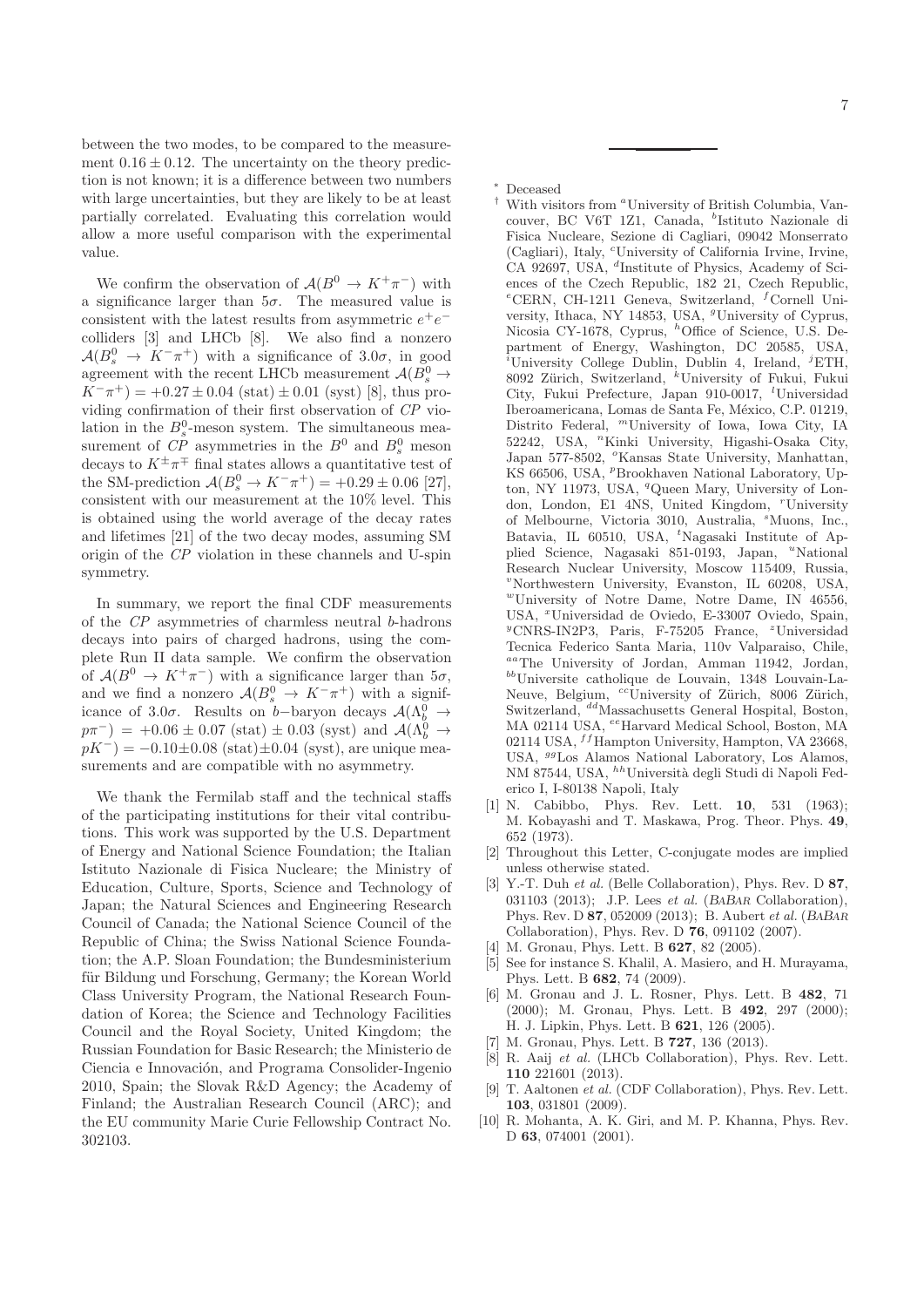between the two modes, to be compared to the measurement $0.16 \pm 0.12$. The uncertainty on the theory prediction is not known; it is a difference between two numbers with large uncertainties, but they are likely to be at least partially correlated. Evaluating this correlation would allow a more useful comparison with the experimental value.

We confirm the observation of $\mathcal{A}(B^0 \to K^+\pi^-)$ with a significance larger than $5\sigma$. The measured value is consistent with the latest results from asymmetric $e^+e^-$ colliders [3] and LHCb [8]. We also find a nonzero $\mathcal{A}(B_s^0 \to K^-\pi^+)$ with a significance of $3.0\sigma$, in good agreement with the recent LHCb measurement $\mathcal{A}(B_s^0 \to K^-\pi^+) = +0.27 \pm 0.04$ (stat) $\pm$ 0.01 (syst) [8], thus providing confirmation of their first observation of *CP* violation in the $B_s^0$-meson system. The simultaneous measurement of *CP* asymmetries in the $B^0$ and $B_s^0$ meson decays to $K^\pm\pi^\mp$ final states allows a quantitative test of the SM-prediction $\mathcal{A}(B_s^0 \to K^-\pi^+) = +0.29 \pm 0.06$ [27], consistent with our measurement at the 10% level. This is obtained using the world average of the decay rates and lifetimes [21] of the two decay modes, assuming SM origin of the *CP* violation in these channels and U-spin symmetry.

In summary, we report the final CDF measurements of the *CP* asymmetries of charmless neutral *b*-hadrons decays into pairs of charged hadrons, using the complete Run II data sample. We confirm the observation of $\mathcal{A}(B^0 \to K^+\pi^-)$ with a significance larger than $5\sigma$, and we find a nonzero $\mathcal{A}(B_s^0 \to K^-\pi^+)$ with a significance of $3.0\sigma$. Results on $b-$baryon decays $\mathcal{A}(\Lambda_b^0 \to p\pi^-) = +0.06 \pm 0.07$ (stat) $\pm$ 0.03 (syst) and $\mathcal{A}(\Lambda_b^0 \to pK^-) = -0.10 \pm 0.08$ (stat)$\pm$0.04 (syst), are unique measurements and are compatible with no asymmetry.

We thank the Fermilab staff and the technical staffs of the participating institutions for their vital contributions. This work was supported by the U.S. Department of Energy and National Science Foundation; the Italian Istituto Nazionale di Fisica Nucleare; the Ministry of Education, Culture, Sports, Science and Technology of Japan; the Natural Sciences and Engineering Research Council of Canada; the National Science Council of the Republic of China; the Swiss National Science Foundation; the A.P. Sloan Foundation; the Bundesministerium für Bildung und Forschung, Germany; the Korean World Class University Program, the National Research Foundation of Korea; the Science and Technology Facilities Council and the Royal Society, United Kingdom; the Russian Foundation for Basic Research; the Ministerio de Ciencia e Innovación, and Programa Consolider-Ingenio 2010, Spain; the Slovak R&D Agency; the Academy of Finland; the Australian Research Council (ARC); and the EU community Marie Curie Fellowship Contract No. 302103.

---

* Deceased

† With visitors from [a]University of British Columbia, Vancouver, BC V6T 1Z1, Canada, [b]Istituto Nazionale di Fisica Nucleare, Sezione di Cagliari, 09042 Monserrato (Cagliari), Italy, [c]University of California Irvine, Irvine, CA 92697, USA, [d]Institute of Physics, Academy of Sciences of the Czech Republic, 182 21, Czech Republic, [e]CERN, CH-1211 Geneva, Switzerland, [f]Cornell University, Ithaca, NY 14853, USA, [g]University of Cyprus, Nicosia CY-1678, Cyprus, [h]Office of Science, U.S. Department of Energy, Washington, DC 20585, USA, [i]University College Dublin, Dublin 4, Ireland, [j]ETH, 8092 Zürich, Switzerland, [k]University of Fukui, Fukui City, Fukui Prefecture, Japan 910-0017, [l]Universidad Iberoamericana, Lomas de Santa Fe, México, C.P. 01219, Distrito Federal, [m]University of Iowa, Iowa City, IA 52242, USA, [n]Kinki University, Higashi-Osaka City, Japan 577-8502, [o]Kansas State University, Manhattan, KS 66506, USA, [p]Brookhaven National Laboratory, Upton, NY 11973, USA, [q]Queen Mary, University of London, London, E1 4NS, United Kingdom, [r]University of Melbourne, Victoria 3010, Australia, [s]Muons, Inc., Batavia, IL 60510, USA, [t]Nagasaki Institute of Applied Science, Nagasaki 851-0193, Japan, [u]National Research Nuclear University, Moscow 115409, Russia, [v]Northwestern University, Evanston, IL 60208, USA, [w]University of Notre Dame, Notre Dame, IN 46556, USA, [x]Universidad de Oviedo, E-33007 Oviedo, Spain, [y]CNRS-IN2P3, Paris, F-75205 France, [z]Universidad Tecnica Federico Santa Maria, 110v Valparaiso, Chile, [aa]The University of Jordan, Amman 11942, Jordan, [bb]Universite catholique de Louvain, 1348 Louvain-La-Neuve, Belgium, [cc]University of Zürich, 8006 Zürich, Switzerland, [dd]Massachusetts General Hospital, Boston, MA 02114 USA, [ee]Harvard Medical School, Boston, MA 02114 USA, [ff]Hampton University, Hampton, VA 23668, USA, [gg]Los Alamos National Laboratory, Los Alamos, NM 87544, USA, [hh]Università degli Studi di Napoli Federico I, I-80138 Napoli, Italy

[1] N. Cabibbo, Phys. Rev. Lett. **10**, 531 (1963); M. Kobayashi and T. Maskawa, Prog. Theor. Phys. **49**, 652 (1973).

[2] Throughout this Letter, C-conjugate modes are implied unless otherwise stated.

[3] Y.-T. Duh *et al.* (Belle Collaboration), Phys. Rev. D **87**, 031103 (2013); J.P. Lees *et al.* (BABAR Collaboration), Phys. Rev. D **87**, 052009 (2013); B. Aubert *et al.* (BABAR Collaboration), Phys. Rev. D **76**, 091102 (2007).

[4] M. Gronau, Phys. Lett. B **627**, 82 (2005).

[5] See for instance S. Khalil, A. Masiero, and H. Murayama, Phys. Lett. B **682**, 74 (2009).

[6] M. Gronau and J. L. Rosner, Phys. Lett. B **482**, 71 (2000); M. Gronau, Phys. Lett. B **492**, 297 (2000); H. J. Lipkin, Phys. Lett. B **621**, 126 (2005).

[7] M. Gronau, Phys. Lett. B **727**, 136 (2013).

[8] R. Aaij *et al.* (LHCb Collaboration), Phys. Rev. Lett. **110** 221601 (2013).

[9] T. Aaltonen *et al.* (CDF Collaboration), Phys. Rev. Lett. **103**, 031801 (2009).

[10] R. Mohanta, A. K. Giri, and M. P. Khanna, Phys. Rev. D **63**, 074001 (2001).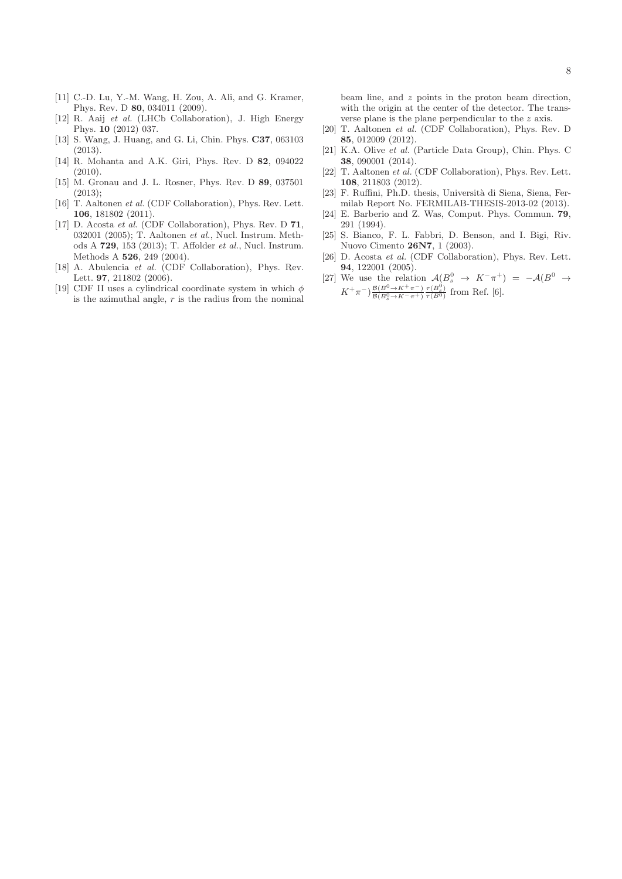[11] C.-D. Lu, Y.-M. Wang, H. Zou, A. Ali, and G. Kramer, Phys. Rev. D **80**, 034011 (2009).

[12] R. Aaij *et al.* (LHCb Collaboration), J. High Energy Phys. **10** (2012) 037.

[13] S. Wang, J. Huang, and G. Li, Chin. Phys. **C37**, 063103 (2013).

[14] R. Mohanta and A.K. Giri, Phys. Rev. D **82**, 094022 (2010).

[15] M. Gronau and J. L. Rosner, Phys. Rev. D **89**, 037501 (2013);

[16] T. Aaltonen *et al.* (CDF Collaboration), Phys. Rev. Lett. **106**, 181802 (2011).

[17] D. Acosta *et al.* (CDF Collaboration), Phys. Rev. D **71**, 032001 (2005); T. Aaltonen *et al.*, Nucl. Instrum. Methods A **729**, 153 (2013); T. Affolder *et al.*, Nucl. Instrum. Methods A **526**, 249 (2004).

[18] A. Abulencia *et al.* (CDF Collaboration), Phys. Rev. Lett. **97**, 211802 (2006).

[19] CDF II uses a cylindrical coordinate system in which $\phi$ is the azimuthal angle, $r$ is the radius from the nominal beam line, and $z$ points in the proton beam direction, with the origin at the center of the detector. The transverse plane is the plane perpendicular to the $z$ axis.

[20] T. Aaltonen *et al.* (CDF Collaboration), Phys. Rev. D **85**, 012009 (2012).

[21] K.A. Olive *et al.* (Particle Data Group), Chin. Phys. C **38**, 090001 (2014).

[22] T. Aaltonen *et al.* (CDF Collaboration), Phys. Rev. Lett. **108**, 211803 (2012).

[23] F. Ruffini, Ph.D. thesis, Università di Siena, Siena, Fermilab Report No. FERMILAB-THESIS-2013-02 (2013).

[24] E. Barberio and Z. Was, Comput. Phys. Commun. **79**, 291 (1994).

[25] S. Bianco, F. L. Fabbri, D. Benson, and I. Bigi, Riv. Nuovo Cimento **26N7**, 1 (2003).

[26] D. Acosta *et al.* (CDF Collaboration), Phys. Rev. Lett. **94**, 122001 (2005).

[27] We use the relation $\mathcal{A}(B_s^0 \to K^-\pi^+) = -\mathcal{A}(B^0 \to K^+\pi^-)\frac{\mathcal{B}(B^0 \to K^+\pi^-)}{\mathcal{B}(B_s^0 \to K^-\pi^+)}\frac{\tau(B_s^0)}{\tau(B^0)}$ from Ref. [6].